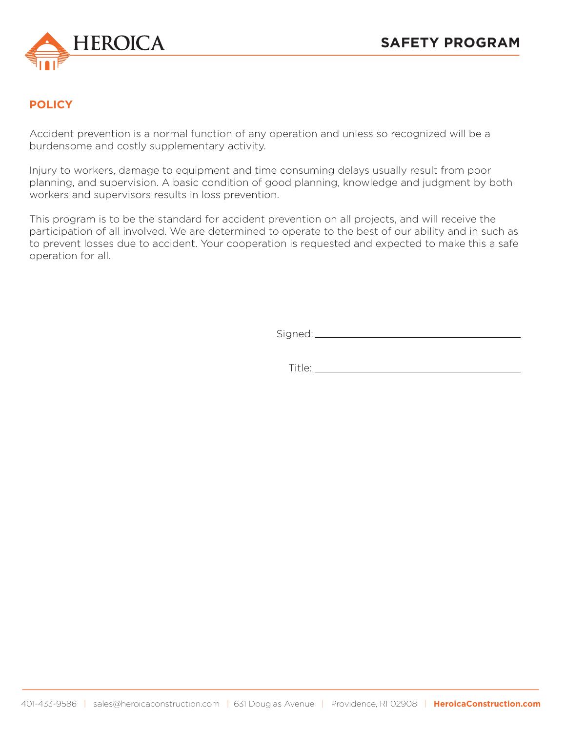# SAFETY PROGRAM

## POLICY

Accident prevention is a normal function of any operation and unless so recognized will be a burdensome and costly supplementary activity.

Injury to workers, damage to equipment and time consuming delays usually result from poor planning, and supervision. A basic condition of good planning, knowledge and judgment by both workers and supervisors results in loss prevention.

This program is to be the standard for accident prevention on all projects, and will receive the participation of all involved. We are determined to operate to the best of our ability and in such as to prevent losses due to accident. Your cooperation is requested and expected to make this a safe operation for all.

Signed: ______________________________

Title: ______________________________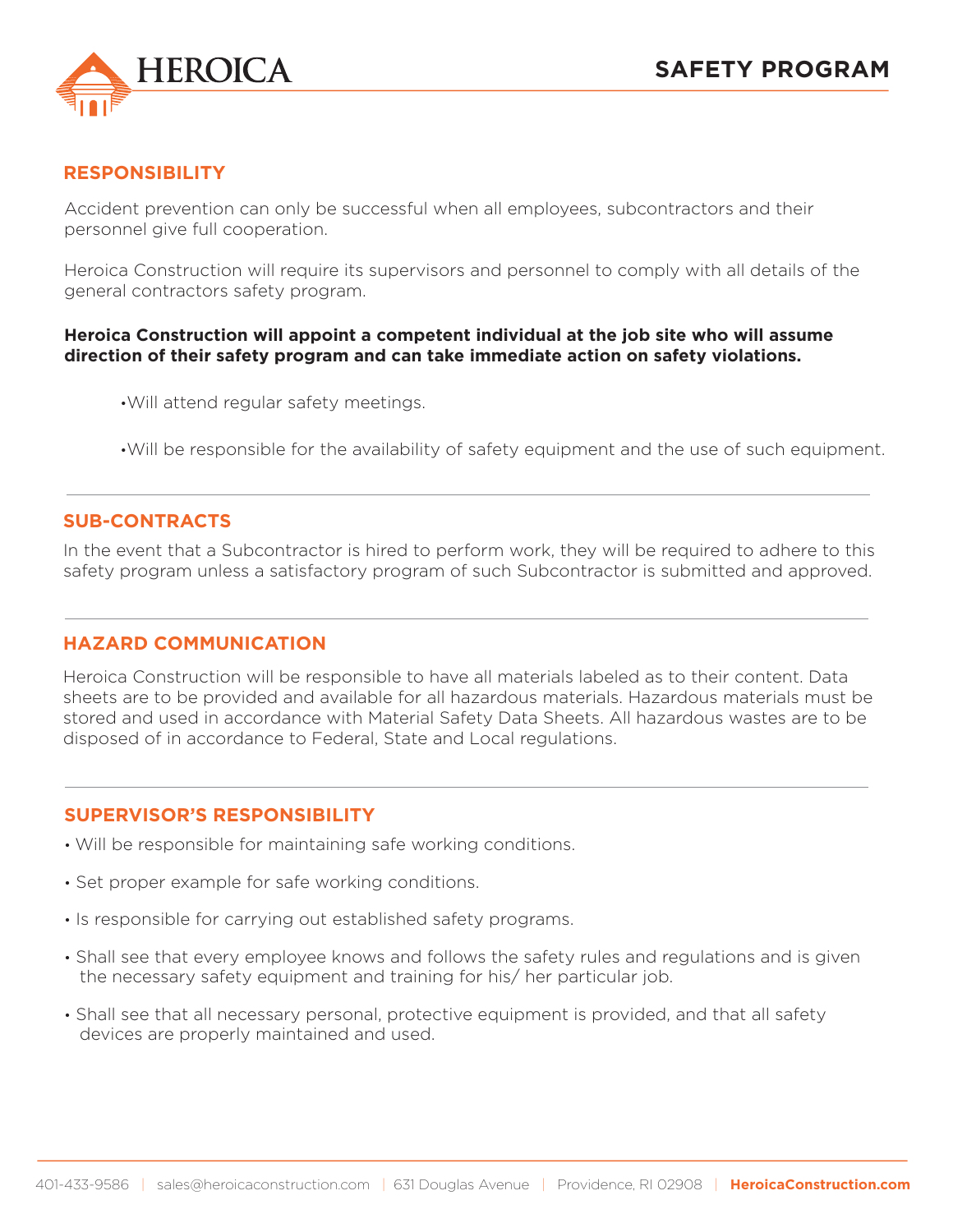# SAFETY PROGRAM

## RESPONSIBILITY

Accident prevention can only be successful when all employees, subcontractors and their personnel give full cooperation.

Heroica Construction will require its supervisors and personnel to comply with all details of the general contractors safety program.

**Heroica Construction will appoint a competent individual at the job site who will assume direction of their safety program and can take immediate action on safety violations.**

- Will attend regular safety meetings.
- Will be responsible for the availability of safety equipment and the use of such equipment.

## SUB-CONTRACTS

In the event that a Subcontractor is hired to perform work, they will be required to adhere to this safety program unless a satisfactory program of such Subcontractor is submitted and approved.

## HAZARD COMMUNICATION

Heroica Construction will be responsible to have all materials labeled as to their content. Data sheets are to be provided and available for all hazardous materials. Hazardous materials must be stored and used in accordance with Material Safety Data Sheets. All hazardous wastes are to be disposed of in accordance to Federal, State and Local regulations.

## SUPERVISOR'S RESPONSIBILITY

- Will be responsible for maintaining safe working conditions.
- Set proper example for safe working conditions.
- Is responsible for carrying out established safety programs.
- Shall see that every employee knows and follows the safety rules and regulations and is given the necessary safety equipment and training for his/ her particular job.
- Shall see that all necessary personal, protective equipment is provided, and that all safety devices are properly maintained and used.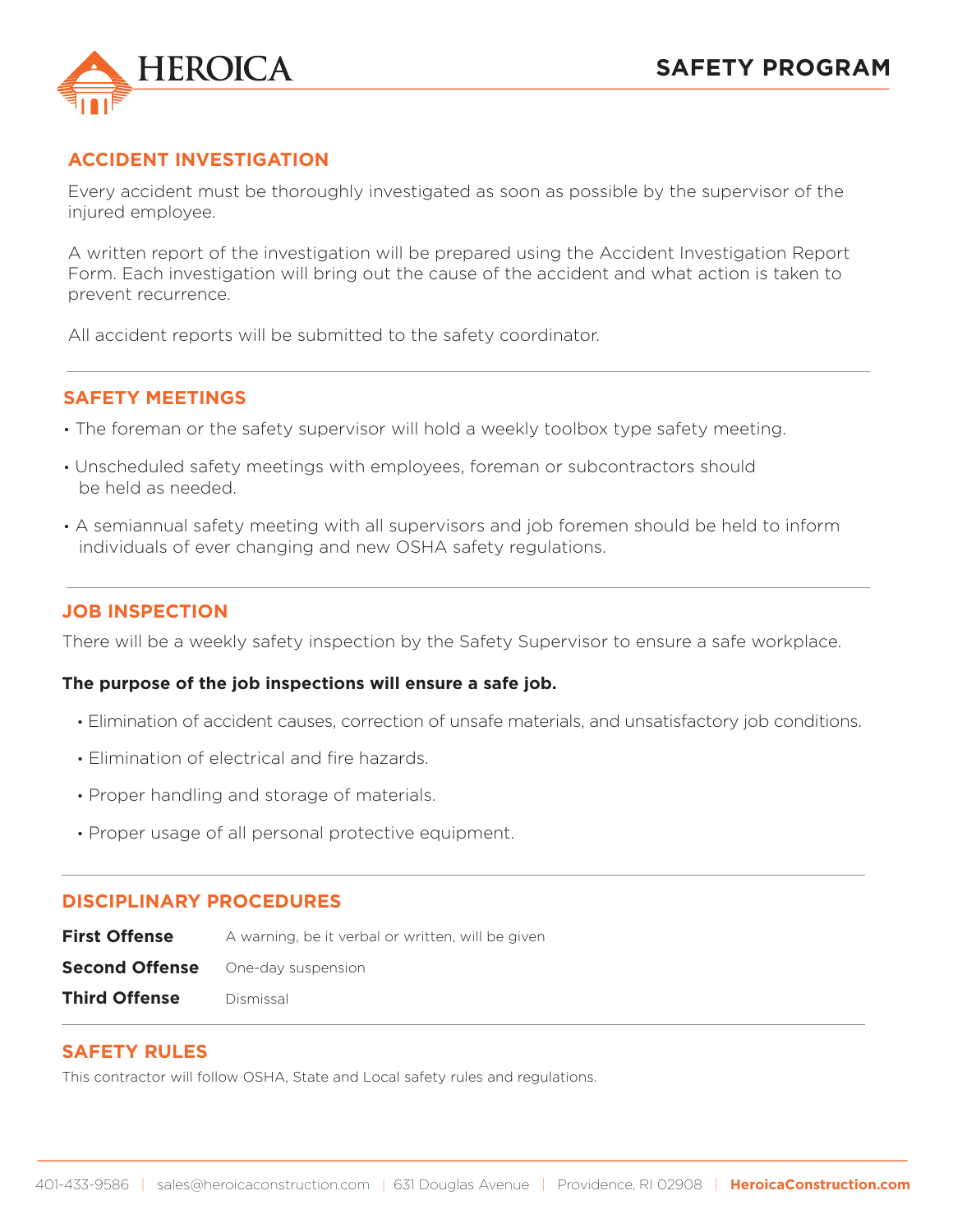## ACCIDENT INVESTIGATION

Every accident must be thoroughly investigated as soon as possible by the supervisor of the injured employee.

A written report of the investigation will be prepared using the Accident Investigation Report Form. Each investigation will bring out the cause of the accident and what action is taken to prevent recurrence.

All accident reports will be submitted to the safety coordinator.

## SAFETY MEETINGS

- The foreman or the safety supervisor will hold a weekly toolbox type safety meeting.
- Unscheduled safety meetings with employees, foreman or subcontractors should be held as needed.
- A semiannual safety meeting with all supervisors and job foremen should be held to inform individuals of ever changing and new OSHA safety regulations.

## JOB INSPECTION

There will be a weekly safety inspection by the Safety Supervisor to ensure a safe workplace.

**The purpose of the job inspections will ensure a safe job.**

- Elimination of accident causes, correction of unsafe materials, and unsatisfactory job conditions.
- Elimination of electrical and fire hazards.
- Proper handling and storage of materials.
- Proper usage of all personal protective equipment.

## DISCIPLINARY PROCEDURES

| | |
|---|---|
| **First Offense** | A warning, be it verbal or written, will be given |
| **Second Offense** | One-day suspension |
| **Third Offense** | Dismissal |

## SAFETY RULES

This contractor will follow OSHA, State and Local safety rules and regulations.